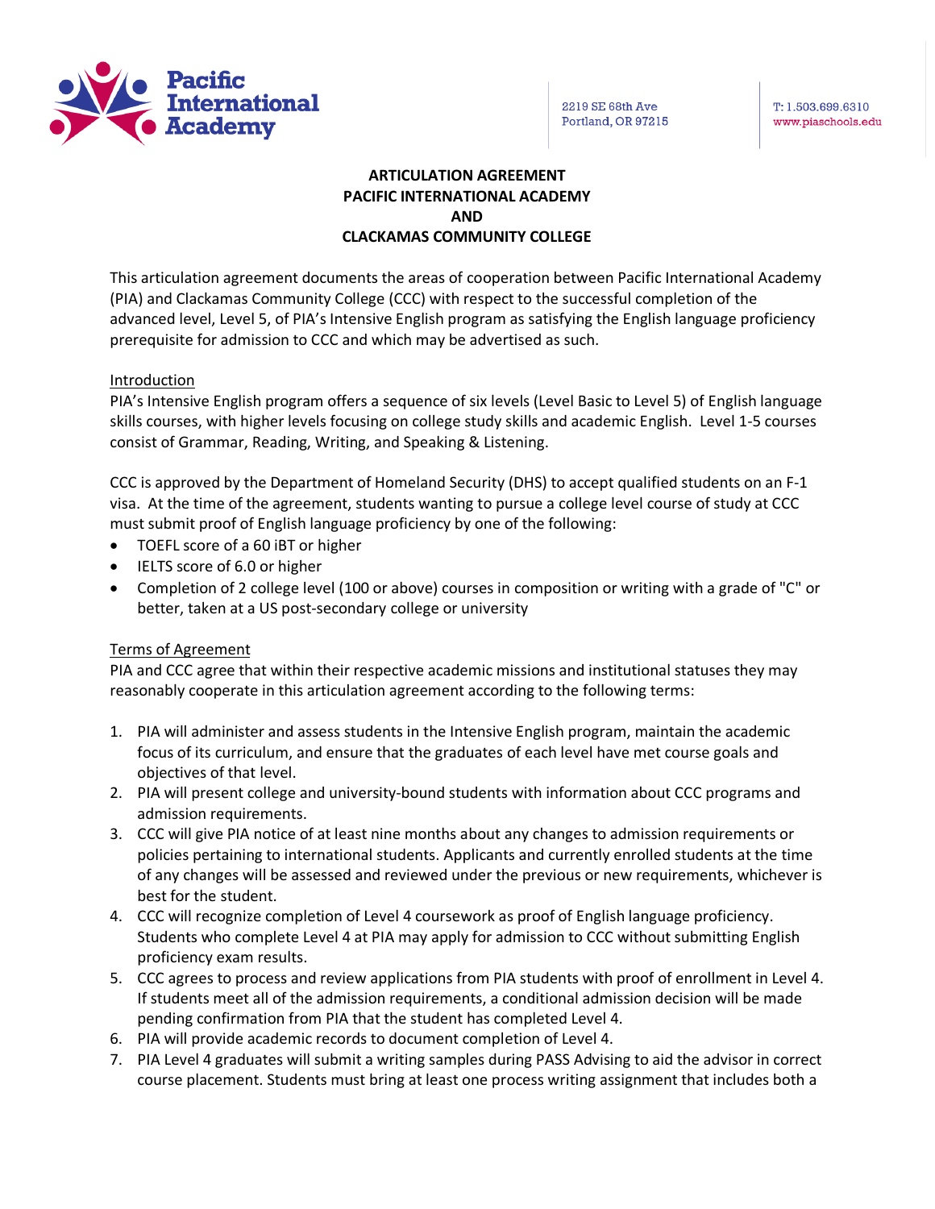Pacific International Academy

2219 SE 68th Ave
Portland, OR 97215

T: 1.503.699.6310
www.piaschools.edu

# ARTICULATION AGREEMENT
# PACIFIC INTERNATIONAL ACADEMY
# AND
# CLACKAMAS COMMUNITY COLLEGE

This articulation agreement documents the areas of cooperation between Pacific International Academy (PIA) and Clackamas Community College (CCC) with respect to the successful completion of the advanced level, Level 5, of PIA's Intensive English program as satisfying the English language proficiency prerequisite for admission to CCC and which may be advertised as such.

## Introduction

PIA's Intensive English program offers a sequence of six levels (Level Basic to Level 5) of English language skills courses, with higher levels focusing on college study skills and academic English. Level 1-5 courses consist of Grammar, Reading, Writing, and Speaking & Listening.

CCC is approved by the Department of Homeland Security (DHS) to accept qualified students on an F-1 visa. At the time of the agreement, students wanting to pursue a college level course of study at CCC must submit proof of English language proficiency by one of the following:

- TOEFL score of a 60 iBT or higher
- IELTS score of 6.0 or higher
- Completion of 2 college level (100 or above) courses in composition or writing with a grade of "C" or better, taken at a US post-secondary college or university

## Terms of Agreement

PIA and CCC agree that within their respective academic missions and institutional statuses they may reasonably cooperate in this articulation agreement according to the following terms:

1. PIA will administer and assess students in the Intensive English program, maintain the academic focus of its curriculum, and ensure that the graduates of each level have met course goals and objectives of that level.
2. PIA will present college and university-bound students with information about CCC programs and admission requirements.
3. CCC will give PIA notice of at least nine months about any changes to admission requirements or policies pertaining to international students. Applicants and currently enrolled students at the time of any changes will be assessed and reviewed under the previous or new requirements, whichever is best for the student.
4. CCC will recognize completion of Level 4 coursework as proof of English language proficiency. Students who complete Level 4 at PIA may apply for admission to CCC without submitting English proficiency exam results.
5. CCC agrees to process and review applications from PIA students with proof of enrollment in Level 4. If students meet all of the admission requirements, a conditional admission decision will be made pending confirmation from PIA that the student has completed Level 4.
6. PIA will provide academic records to document completion of Level 4.
7. PIA Level 4 graduates will submit a writing samples during PASS Advising to aid the advisor in correct course placement. Students must bring at least one process writing assignment that includes both a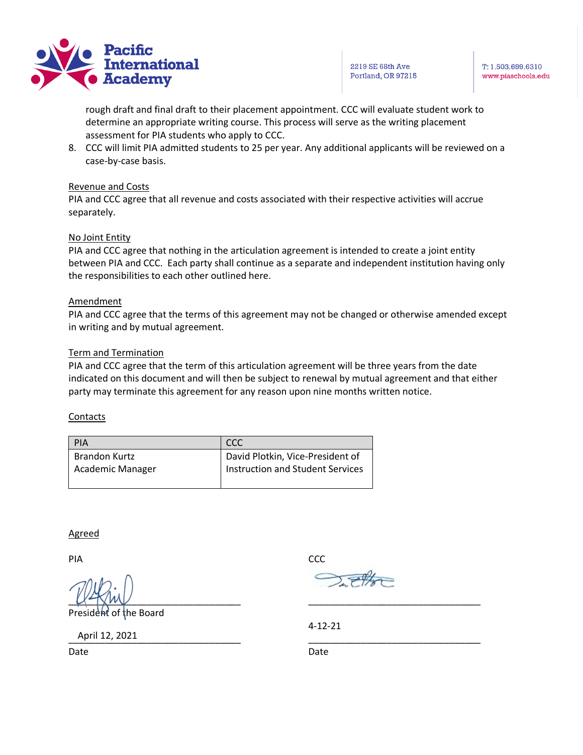rough draft and final draft to their placement appointment. CCC will evaluate student work to determine an appropriate writing course. This process will serve as the writing placement assessment for PIA students who apply to CCC.

8. CCC will limit PIA admitted students to 25 per year. Any additional applicants will be reviewed on a case-by-case basis.

Revenue and Costs

PIA and CCC agree that all revenue and costs associated with their respective activities will accrue separately.

No Joint Entity

PIA and CCC agree that nothing in the articulation agreement is intended to create a joint entity between PIA and CCC. Each party shall continue as a separate and independent institution having only the responsibilities to each other outlined here.

Amendment

PIA and CCC agree that the terms of this agreement may not be changed or otherwise amended except in writing and by mutual agreement.

Term and Termination

PIA and CCC agree that the term of this articulation agreement will be three years from the date indicated on this document and will then be subject to renewal by mutual agreement and that either party may terminate this agreement for any reason upon nine months written notice.

Contacts

| PIA | CCC |
|---|---|
| Brandon Kurtz<br>Academic Manager | David Plotkin, Vice-President of Instruction and Student Services |

Agreed

PIA

_______________________________
President of the Board

April 12, 2021
_______________________________
Date

CCC

_______________________________

4-12-21
_______________________________
Date